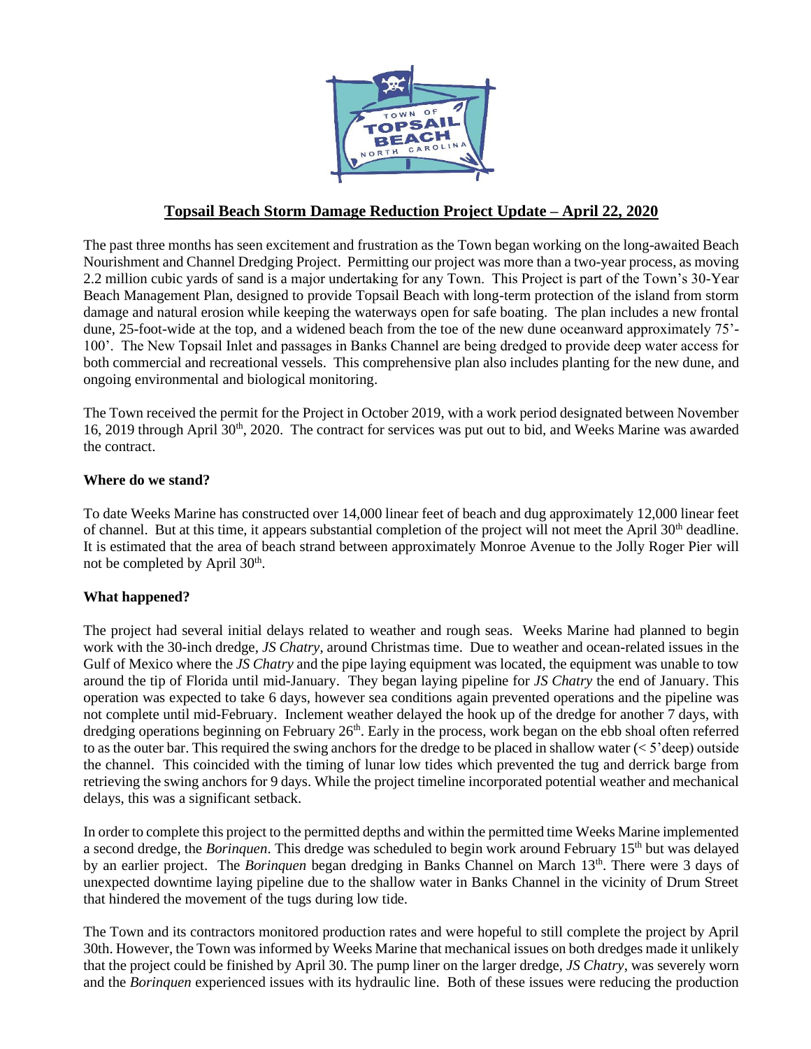## Topsail Beach Storm Damage Reduction Project Update – April 22, 2020

The past three months has seen excitement and frustration as the Town began working on the long-awaited Beach Nourishment and Channel Dredging Project. Permitting our project was more than a two-year process, as moving 2.2 million cubic yards of sand is a major undertaking for any Town. This Project is part of the Town's 30-Year Beach Management Plan, designed to provide Topsail Beach with long-term protection of the island from storm damage and natural erosion while keeping the waterways open for safe boating. The plan includes a new frontal dune, 25-foot-wide at the top, and a widened beach from the toe of the new dune oceanward approximately 75'-100'. The New Topsail Inlet and passages in Banks Channel are being dredged to provide deep water access for both commercial and recreational vessels. This comprehensive plan also includes planting for the new dune, and ongoing environmental and biological monitoring.

The Town received the permit for the Project in October 2019, with a work period designated between November 16, 2019 through April 30th, 2020. The contract for services was put out to bid, and Weeks Marine was awarded the contract.

### Where do we stand?

To date Weeks Marine has constructed over 14,000 linear feet of beach and dug approximately 12,000 linear feet of channel. But at this time, it appears substantial completion of the project will not meet the April 30th deadline. It is estimated that the area of beach strand between approximately Monroe Avenue to the Jolly Roger Pier will not be completed by April 30th.

### What happened?

The project had several initial delays related to weather and rough seas. Weeks Marine had planned to begin work with the 30-inch dredge, *JS Chatry*, around Christmas time. Due to weather and ocean-related issues in the Gulf of Mexico where the *JS Chatry* and the pipe laying equipment was located, the equipment was unable to tow around the tip of Florida until mid-January. They began laying pipeline for *JS Chatry* the end of January. This operation was expected to take 6 days, however sea conditions again prevented operations and the pipeline was not complete until mid-February. Inclement weather delayed the hook up of the dredge for another 7 days, with dredging operations beginning on February 26th. Early in the process, work began on the ebb shoal often referred to as the outer bar. This required the swing anchors for the dredge to be placed in shallow water (< 5'deep) outside the channel. This coincided with the timing of lunar low tides which prevented the tug and derrick barge from retrieving the swing anchors for 9 days. While the project timeline incorporated potential weather and mechanical delays, this was a significant setback.

In order to complete this project to the permitted depths and within the permitted time Weeks Marine implemented a second dredge, the *Borinquen*. This dredge was scheduled to begin work around February 15th but was delayed by an earlier project. The *Borinquen* began dredging in Banks Channel on March 13th. There were 3 days of unexpected downtime laying pipeline due to the shallow water in Banks Channel in the vicinity of Drum Street that hindered the movement of the tugs during low tide.

The Town and its contractors monitored production rates and were hopeful to still complete the project by April 30th. However, the Town was informed by Weeks Marine that mechanical issues on both dredges made it unlikely that the project could be finished by April 30. The pump liner on the larger dredge, *JS Chatry*, was severely worn and the *Borinquen* experienced issues with its hydraulic line. Both of these issues were reducing the production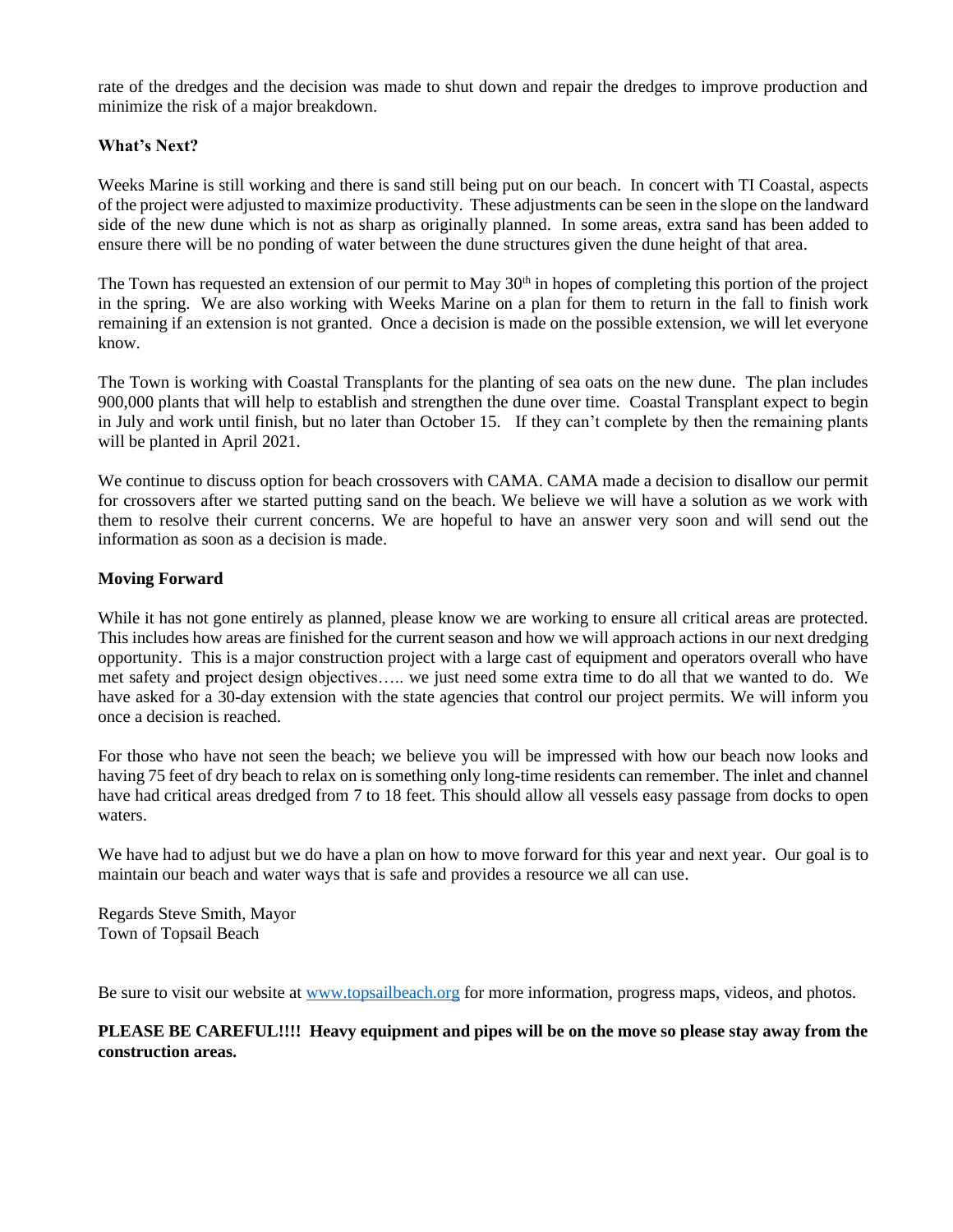rate of the dredges and the decision was made to shut down and repair the dredges to improve production and minimize the risk of a major breakdown.

**What's Next?**

Weeks Marine is still working and there is sand still being put on our beach. In concert with TI Coastal, aspects of the project were adjusted to maximize productivity. These adjustments can be seen in the slope on the landward side of the new dune which is not as sharp as originally planned. In some areas, extra sand has been added to ensure there will be no ponding of water between the dune structures given the dune height of that area.

The Town has requested an extension of our permit to May 30th in hopes of completing this portion of the project in the spring. We are also working with Weeks Marine on a plan for them to return in the fall to finish work remaining if an extension is not granted. Once a decision is made on the possible extension, we will let everyone know.

The Town is working with Coastal Transplants for the planting of sea oats on the new dune. The plan includes 900,000 plants that will help to establish and strengthen the dune over time. Coastal Transplant expect to begin in July and work until finish, but no later than October 15. If they can't complete by then the remaining plants will be planted in April 2021.

We continue to discuss option for beach crossovers with CAMA. CAMA made a decision to disallow our permit for crossovers after we started putting sand on the beach. We believe we will have a solution as we work with them to resolve their current concerns. We are hopeful to have an answer very soon and will send out the information as soon as a decision is made.

**Moving Forward**

While it has not gone entirely as planned, please know we are working to ensure all critical areas are protected. This includes how areas are finished for the current season and how we will approach actions in our next dredging opportunity. This is a major construction project with a large cast of equipment and operators overall who have met safety and project design objectives….. we just need some extra time to do all that we wanted to do. We have asked for a 30-day extension with the state agencies that control our project permits. We will inform you once a decision is reached.

For those who have not seen the beach; we believe you will be impressed with how our beach now looks and having 75 feet of dry beach to relax on is something only long-time residents can remember. The inlet and channel have had critical areas dredged from 7 to 18 feet. This should allow all vessels easy passage from docks to open waters.

We have had to adjust but we do have a plan on how to move forward for this year and next year. Our goal is to maintain our beach and water ways that is safe and provides a resource we all can use.

Regards Steve Smith, Mayor
Town of Topsail Beach

Be sure to visit our website at www.topsailbeach.org for more information, progress maps, videos, and photos.

**PLEASE BE CAREFUL!!!! Heavy equipment and pipes will be on the move so please stay away from the construction areas.**